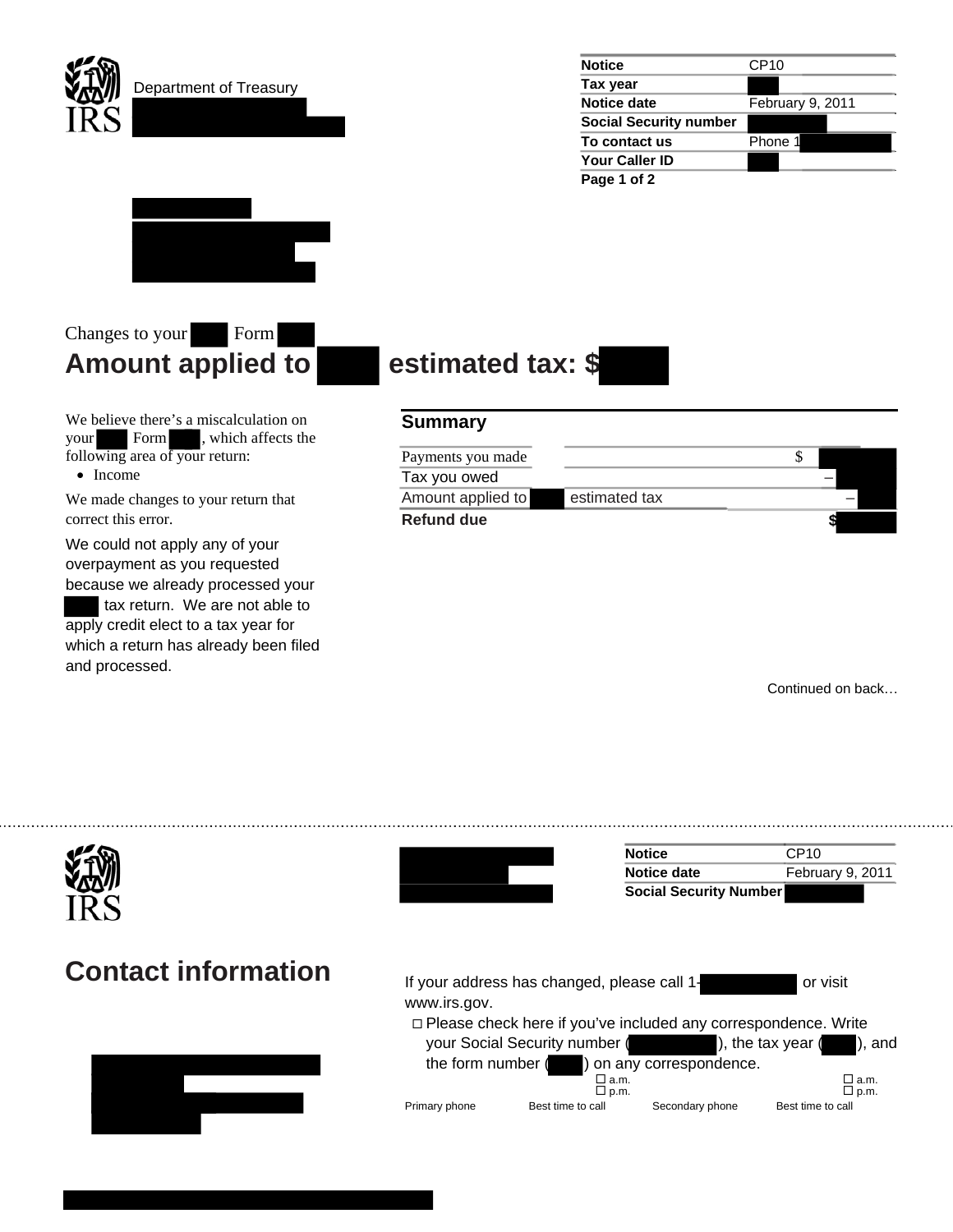Department of Treasury

| Notice | CP10 |
|---|---|
| Tax year | |
| Notice date | February 9, 2011 |
| Social Security number | |
| To contact us | Phone 1 |
| Your Caller ID | |

Changes to your Form

# Amount applied to estimated tax: $

We believe there's a miscalculation on your Form , which affects the following area of your return:

- Income

We made changes to your return that correct this error.

We could not apply any of your overpayment as you requested because we already processed your tax return. We are not able to apply credit elect to a tax year for which a return has already been filed and processed.

## Summary

| | |
|---|---|
| Payments you made | $ |
| Tax you owed | – |
| Amount applied to estimated tax | – |
| **Refund due** | **$** |

Continued on back…

---

| Notice | CP10 |
|---|---|
| Notice date | February 9, 2011 |
| Social Security Number | |

# Contact information

If your address has changed, please call 1- or visit www.irs.gov.

☐ Please check here if you've included any correspondence. Write your Social Security number ( ), the tax year ( ), and the form number ( ) on any correspondence.

| Primary phone | Best time to call | Secondary phone | Best time to call |
|---|---|---|---|
| | ☐ a.m. ☐ p.m. | | ☐ a.m. ☐ p.m. |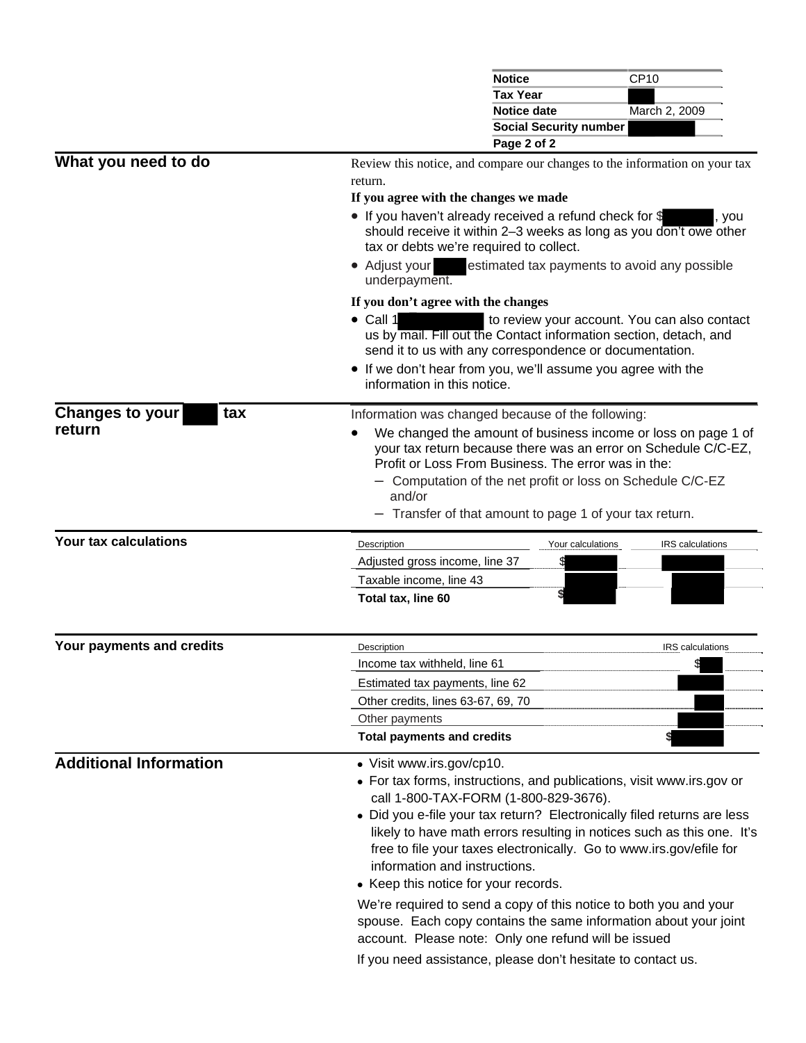| | |
|---|---|
| **Notice** | CP10 |
| **Tax Year** | |
| **Notice date** | March 2, 2009 |
| **Social Security number** | |

## What you need to do

Review this notice, and compare our changes to the information on your tax return.

**If you agree with the changes we made**

- If you haven't already received a refund check for $ , you should receive it within 2–3 weeks as long as you don't owe other tax or debts we're required to collect.
- Adjust your estimated tax payments to avoid any possible underpayment.

**If you don't agree with the changes**

- Call 1 to review your account. You can also contact us by mail. Fill out the Contact information section, detach, and send it to us with any correspondence or documentation.
- If we don't hear from you, we'll assume you agree with the information in this notice.

## Changes to your tax return

Information was changed because of the following:

- We changed the amount of business income or loss on page 1 of your tax return because there was an error on Schedule C/C-EZ, Profit or Loss From Business. The error was in the:
  - Computation of the net profit or loss on Schedule C/C-EZ and/or
  - Transfer of that amount to page 1 of your tax return.

## Your tax calculations

| Description | Your calculations | IRS calculations |
|---|---|---|
| Adjusted gross income, line 37 | $ | |
| Taxable income, line 43 | | |
| **Total tax, line 60** | $ | |

## Your payments and credits

| Description | IRS calculations |
|---|---|
| Income tax withheld, line 61 | $ |
| Estimated tax payments, line 62 | |
| Other credits, lines 63-67, 69, 70 | |
| Other payments | |
| **Total payments and credits** | **$** |

## Additional Information

- Visit www.irs.gov/cp10.
- For tax forms, instructions, and publications, visit www.irs.gov or call 1-800-TAX-FORM (1-800-829-3676).
- Did you e-file your tax return? Electronically filed returns are less likely to have math errors resulting in notices such as this one. It's free to file your taxes electronically. Go to www.irs.gov/efile for information and instructions.
- Keep this notice for your records.

We're required to send a copy of this notice to both you and your spouse. Each copy contains the same information about your joint account. Please note: Only one refund will be issued

If you need assistance, please don't hesitate to contact us.